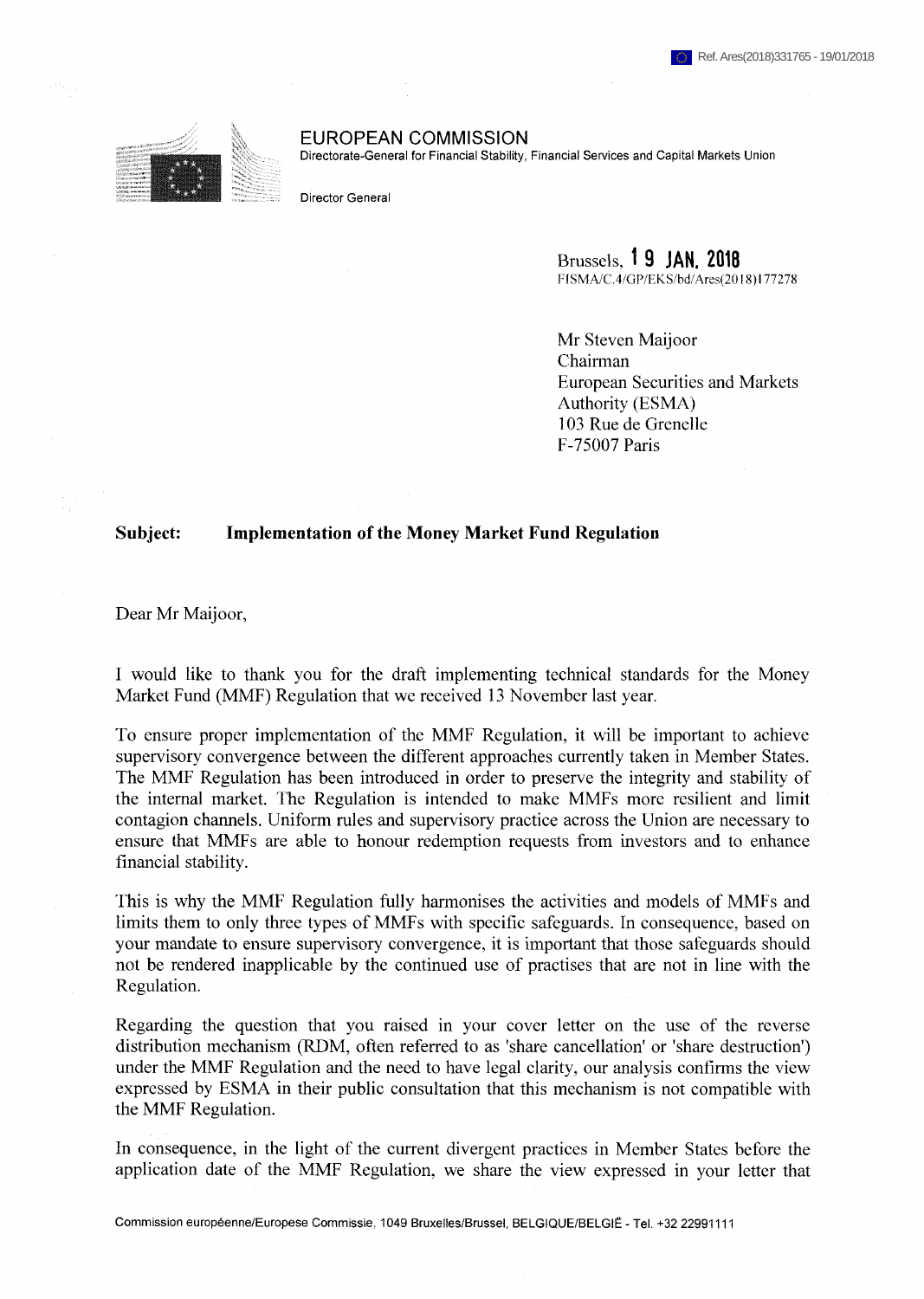Ref. Ares(2018)331765 - 19/01/2018

EUROPEAN COMMISSION
Directorate-General for Financial Stability, Financial Services and Capital Markets Union

Director General

Brussels, 19 JAN. 2018
FISMA/C.4/GP/EKS/bd/Ares(2018)177278

Mr Steven Maijoor
Chairman
European Securities and Markets Authority (ESMA)
103 Rue de Grenelle
F-75007 Paris

**Subject: Implementation of the Money Market Fund Regulation**

Dear Mr Maijoor,

I would like to thank you for the draft implementing technical standards for the Money Market Fund (MMF) Regulation that we received 13 November last year.

To ensure proper implementation of the MMF Regulation, it will be important to achieve supervisory convergence between the different approaches currently taken in Member States. The MMF Regulation has been introduced in order to preserve the integrity and stability of the internal market. The Regulation is intended to make MMFs more resilient and limit contagion channels. Uniform rules and supervisory practice across the Union are necessary to ensure that MMFs are able to honour redemption requests from investors and to enhance financial stability.

This is why the MMF Regulation fully harmonises the activities and models of MMFs and limits them to only three types of MMFs with specific safeguards. In consequence, based on your mandate to ensure supervisory convergence, it is important that those safeguards should not be rendered inapplicable by the continued use of practises that are not in line with the Regulation.

Regarding the question that you raised in your cover letter on the use of the reverse distribution mechanism (RDM, often referred to as 'share cancellation' or 'share destruction') under the MMF Regulation and the need to have legal clarity, our analysis confirms the view expressed by ESMA in their public consultation that this mechanism is not compatible with the MMF Regulation.

In consequence, in the light of the current divergent practices in Member States before the application date of the MMF Regulation, we share the view expressed in your letter that

Commission européenne/Europese Commissie, 1049 Bruxelles/Brussel, BELGIQUE/BELGIË - Tel. +32 22991111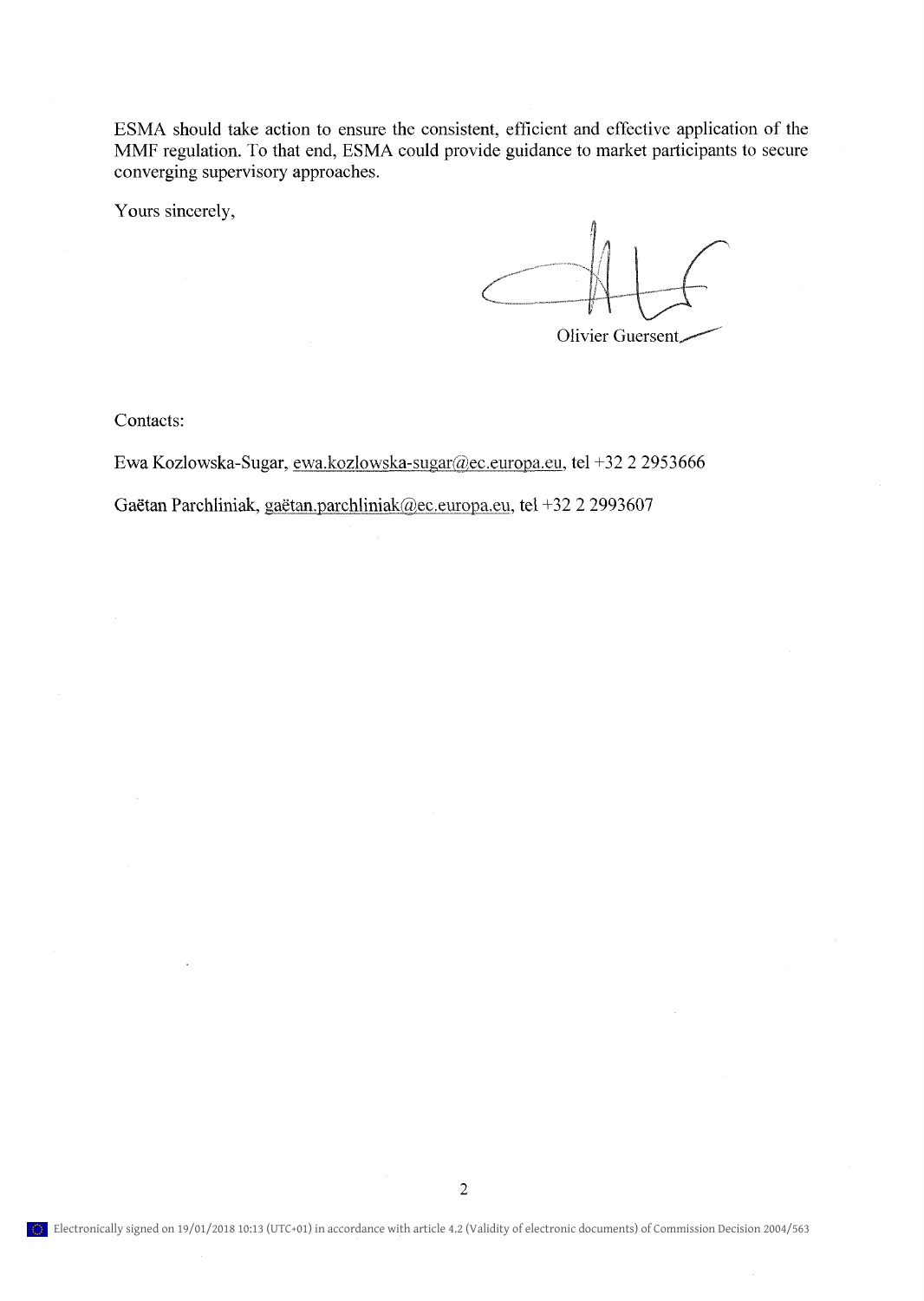ESMA should take action to ensure the consistent, efficient and effective application of the MMF regulation. To that end, ESMA could provide guidance to market participants to secure converging supervisory approaches.

Yours sincerely,

Olivier Guersent

Contacts:

Ewa Kozlowska-Sugar, ewa.kozlowska-sugar@ec.europa.eu, tel +32 2 2953666

Gaëtan Parchliniak, gaëtan.parchliniak@ec.europa.eu, tel +32 2 2993607

Electronically signed on 19/01/2018 10:13 (UTC+01) in accordance with article 4.2 (Validity of electronic documents) of Commission Decision 2004/563